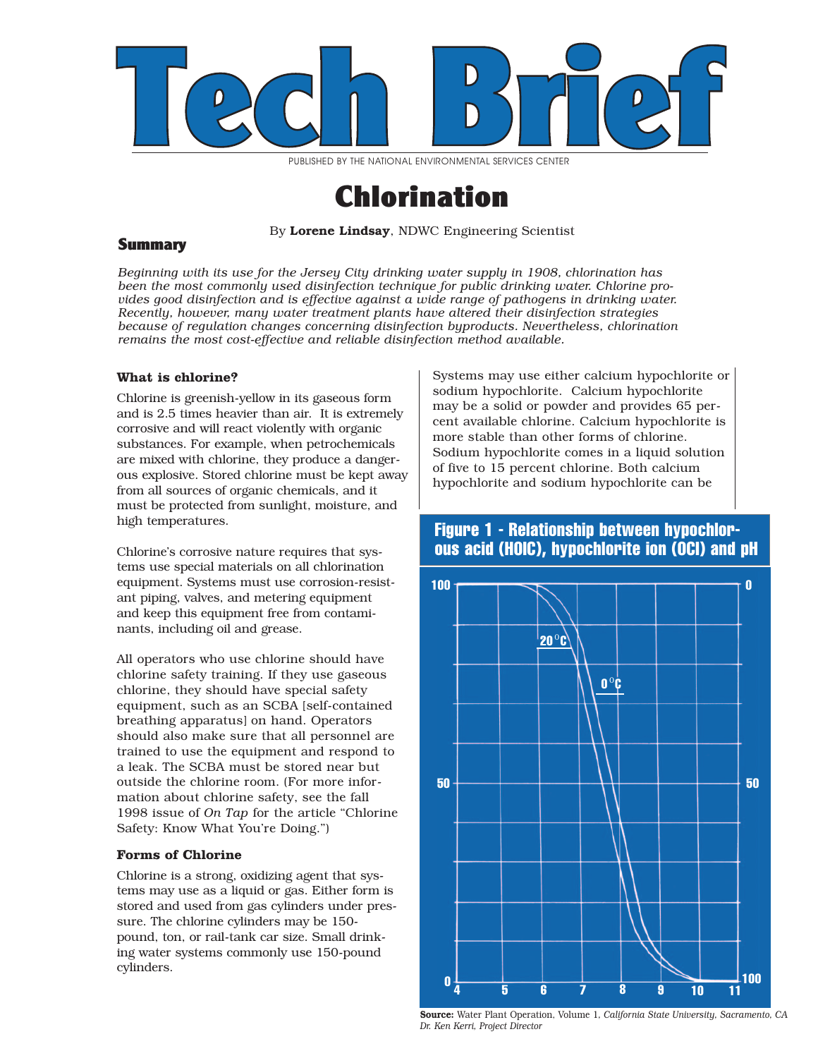# Tech Brief

PUBLISHED BY THE NATIONAL ENVIRONMENTAL SERVICES CENTER

# Chlorination

By **Lorene Lindsay**, NDWC Engineering Scientist

## Summary

*Beginning with its use for the Jersey City drinking water supply in 1908, chlorination has been the most commonly used disinfection technique for public drinking water. Chlorine provides good disinfection and is effective against a wide range of pathogens in drinking water. Recently, however, many water treatment plants have altered their disinfection strategies because of regulation changes concerning disinfection byproducts. Nevertheless, chlorination remains the most cost-effective and reliable disinfection method available.*

### What is chlorine?

Chlorine is greenish-yellow in its gaseous form and is 2.5 times heavier than air. It is extremely corrosive and will react violently with organic substances. For example, when petrochemicals are mixed with chlorine, they produce a dangerous explosive. Stored chlorine must be kept away from all sources of organic chemicals, and it must be protected from sunlight, moisture, and high temperatures.

Chlorine's corrosive nature requires that systems use special materials on all chlorination equipment. Systems must use corrosion-resistant piping, valves, and metering equipment and keep this equipment free from contaminants, including oil and grease.

All operators who use chlorine should have chlorine safety training. If they use gaseous chlorine, they should have special safety equipment, such as an SCBA [self-contained breathing apparatus] on hand. Operators should also make sure that all personnel are trained to use the equipment and respond to a leak. The SCBA must be stored near but outside the chlorine room. (For more information about chlorine safety, see the fall 1998 issue of *On Tap* for the article "Chlorine Safety: Know What You're Doing.")

### Forms of Chlorine

Chlorine is a strong, oxidizing agent that systems may use as a liquid or gas. Either form is stored and used from gas cylinders under pressure. The chlorine cylinders may be 150-pound, ton, or rail-tank car size. Small drinking water systems commonly use 150-pound cylinders.

Systems may use either calcium hypochlorite or sodium hypochlorite. Calcium hypochlorite may be a solid or powder and provides 65 percent available chlorine. Calcium hypochlorite is more stable than other forms of chlorine. Sodium hypochlorite comes in a liquid solution of five to 15 percent chlorine. Both calcium hypochlorite and sodium hypochlorite can be

**Figure 1 - Relationship between hypochlorous acid (HOlC), hypochlorite ion (OCl) and pH**

**Source:** Water Plant Operation, Volume 1, *California State University, Sacramento, CA Dr. Ken Kerri, Project Director*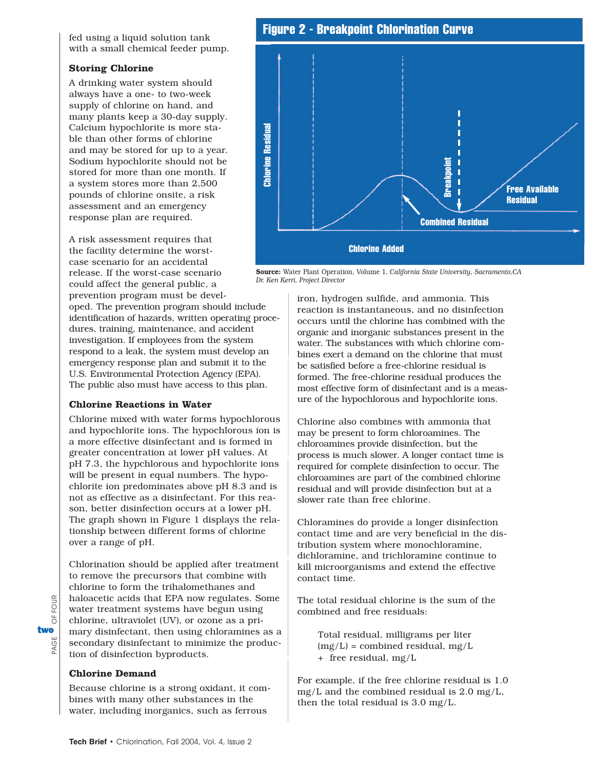fed using a liquid solution tank with a small chemical feeder pump.

### Storing Chlorine

A drinking water system should always have a one- to two-week supply of chlorine on hand, and many plants keep a 30-day supply. Calcium hypochlorite is more stable than other forms of chlorine and may be stored for up to a year. Sodium hypochlorite should not be stored for more than one month. If a system stores more than 2,500 pounds of chlorine onsite, a risk assessment and an emergency response plan are required.

A risk assessment requires that the facility determine the worst-case scenario for an accidental release. If the worst-case scenario could affect the general public, a prevention program must be developed. The prevention program should include identification of hazards, written operating procedures, training, maintenance, and accident investigation. If employees from the system respond to a leak, the system must develop an emergency response plan and submit it to the U.S. Environmental Protection Agency (EPA). The public also must have access to this plan.

### Chlorine Reactions in Water

Chlorine mixed with water forms hypochlorous and hypochlorite ions. The hypochlorous ion is a more effective disinfectant and is formed in greater concentration at lower pH values. At pH 7.3, the hypchlorous and hypochlorite ions will be present in equal numbers. The hypochlorite ion predominates above pH 8.3 and is not as effective as a disinfectant. For this reason, better disinfection occurs at a lower pH. The graph shown in Figure 1 displays the relationship between different forms of chlorine over a range of pH.

Chlorination should be applied after treatment to remove the precursors that combine with chlorine to form the trihalomethanes and haloacetic acids that EPA now regulates. Some water treatment systems have begun using chlorine, ultraviolet (UV), or ozone as a primary disinfectant, then using chloramines as a secondary disinfectant to minimize the production of disinfection byproducts.

### Chlorine Demand

Because chlorine is a strong oxidant, it combines with many other substances in the water, including inorganics, such as ferrous iron, hydrogen sulfide, and ammonia. This reaction is instantaneous, and no disinfection occurs until the chlorine has combined with the organic and inorganic substances present in the water. The substances with which chlorine combines exert a demand on the chlorine that must be satisfied before a free-chlorine residual is formed. The free-chlorine residual produces the most effective form of disinfectant and is a measure of the hypochlorous and hypochlorite ions.

**Figure 2 - Breakpoint Chlorination Curve**

**Source:** Water Plant Operation, Volume 1, *California State University, Sacramento,CA Dr. Ken Kerri, Project Director*

Chlorine also combines with ammonia that may be present to form chloroamines. The chloroamines provide disinfection, but the process is much slower. A longer contact time is required for complete disinfection to occur. The chloroamines are part of the combined chlorine residual and will provide disinfection but at a slower rate than free chlorine.

Chloramines do provide a longer disinfection contact time and are very beneficial in the distribution system where monochloramine, dichloramine, and trichloramine continue to kill microorganisms and extend the effective contact time.

The total residual chlorine is the sum of the combined and free residuals:

Total residual, milligrams per liter (mg/L) = combined residual, mg/L + free residual, mg/L

For example, if the free chlorine residual is 1.0 mg/L and the combined residual is 2.0 mg/L, then the total residual is 3.0 mg/L.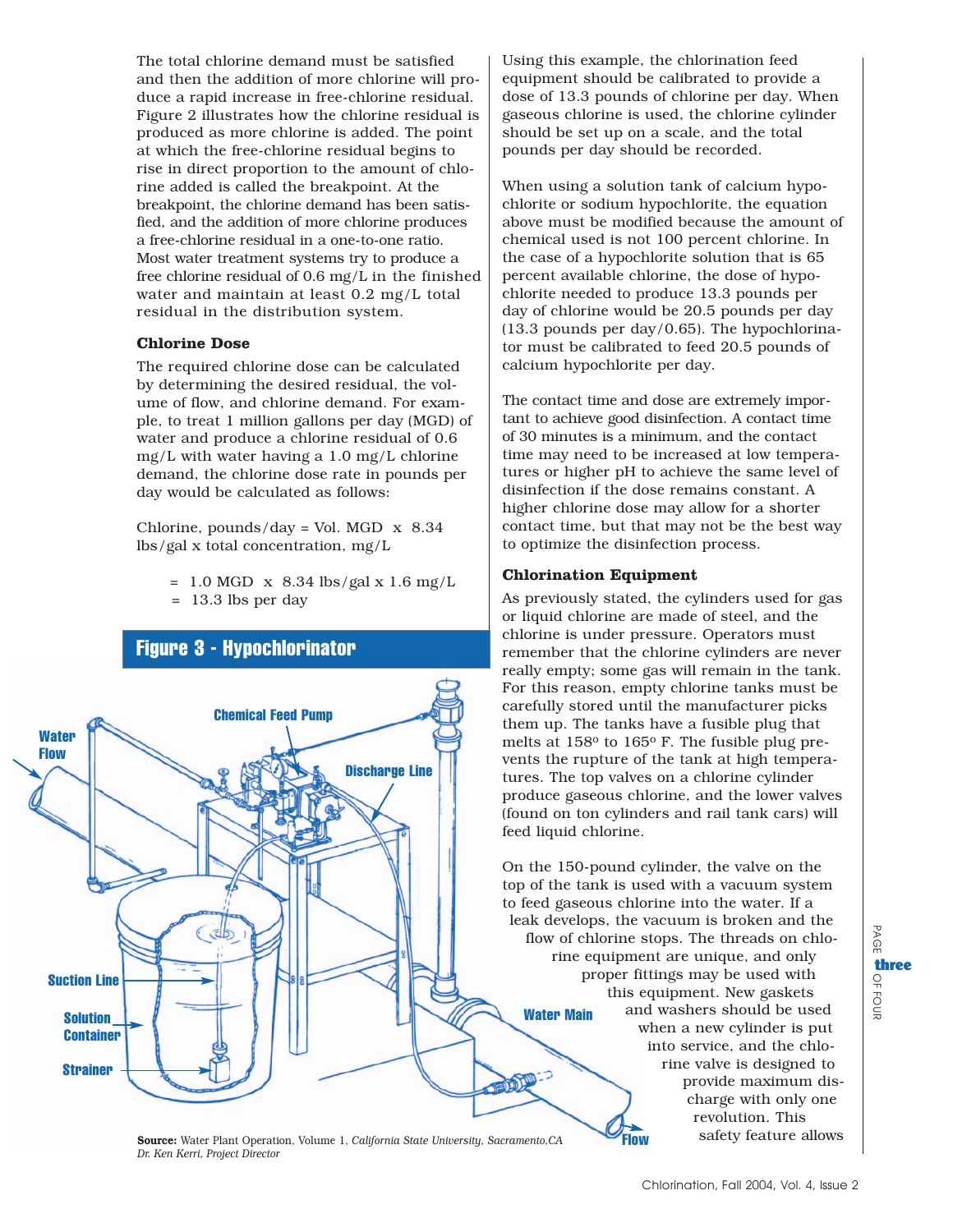The total chlorine demand must be satisfied and then the addition of more chlorine will produce a rapid increase in free-chlorine residual. Figure 2 illustrates how the chlorine residual is produced as more chlorine is added. The point at which the free-chlorine residual begins to rise in direct proportion to the amount of chlorine added is called the breakpoint. At the breakpoint, the chlorine demand has been satisfied, and the addition of more chlorine produces a free-chlorine residual in a one-to-one ratio. Most water treatment systems try to produce a free chlorine residual of 0.6 mg/L in the finished water and maintain at least 0.2 mg/L total residual in the distribution system.

### Chlorine Dose

The required chlorine dose can be calculated by determining the desired residual, the volume of flow, and chlorine demand. For example, to treat 1 million gallons per day (MGD) of water and produce a chlorine residual of 0.6 mg/L with water having a 1.0 mg/L chlorine demand, the chlorine dose rate in pounds per day would be calculated as follows:

Chlorine, pounds/day = Vol. MGD x 8.34 lbs/gal x total concentration, mg/L

= 1.0 MGD x 8.34 lbs/gal x 1.6 mg/L
= 13.3 lbs per day

**Figure 3 - Hypochlorinator**

Water Flow — Chemical Feed Pump — Discharge Line — Suction Line — Solution Container — Strainer — Water Main — Flow

**Source:** Water Plant Operation, Volume 1, *California State University, Sacramento,CA Dr. Ken Kerri, Project Director*

Using this example, the chlorination feed equipment should be calibrated to provide a dose of 13.3 pounds of chlorine per day. When gaseous chlorine is used, the chlorine cylinder should be set up on a scale, and the total pounds per day should be recorded.

When using a solution tank of calcium hypochlorite or sodium hypochlorite, the equation above must be modified because the amount of chemical used is not 100 percent chlorine. In the case of a hypochlorite solution that is 65 percent available chlorine, the dose of hypochlorite needed to produce 13.3 pounds per day of chlorine would be 20.5 pounds per day (13.3 pounds per day/0.65). The hypochlorinator must be calibrated to feed 20.5 pounds of calcium hypochlorite per day.

The contact time and dose are extremely important to achieve good disinfection. A contact time of 30 minutes is a minimum, and the contact time may need to be increased at low temperatures or higher pH to achieve the same level of disinfection if the dose remains constant. A higher chlorine dose may allow for a shorter contact time, but that may not be the best way to optimize the disinfection process.

### Chlorination Equipment

As previously stated, the cylinders used for gas or liquid chlorine are made of steel, and the chlorine is under pressure. Operators must remember that the chlorine cylinders are never really empty; some gas will remain in the tank. For this reason, empty chlorine tanks must be carefully stored until the manufacturer picks them up. The tanks have a fusible plug that melts at 158° to 165° F. The fusible plug prevents the rupture of the tank at high temperatures. The top valves on a chlorine cylinder produce gaseous chlorine, and the lower valves (found on ton cylinders and rail tank cars) will feed liquid chlorine.

On the 150-pound cylinder, the valve on the top of the tank is used with a vacuum system to feed gaseous chlorine into the water. If a leak develops, the vacuum is broken and the flow of chlorine stops. The threads on chlorine equipment are unique, and only proper fittings may be used with this equipment. New gaskets and washers should be used when a new cylinder is put into service, and the chlorine valve is designed to provide maximum discharge with only one revolution. This safety feature allows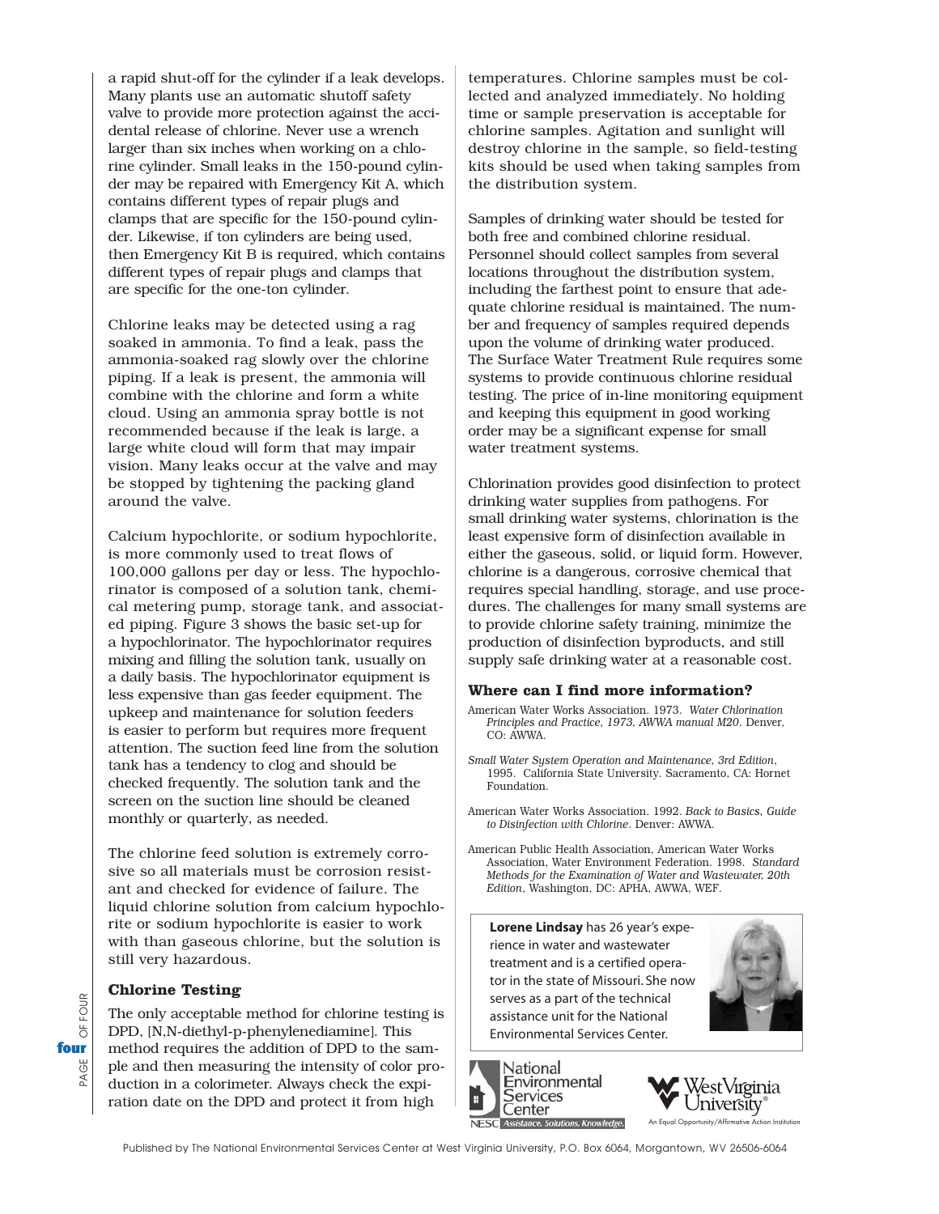a rapid shut-off for the cylinder if a leak develops. Many plants use an automatic shutoff safety valve to provide more protection against the accidental release of chlorine. Never use a wrench larger than six inches when working on a chlorine cylinder. Small leaks in the 150-pound cylinder may be repaired with Emergency Kit A, which contains different types of repair plugs and clamps that are specific for the 150-pound cylinder. Likewise, if ton cylinders are being used, then Emergency Kit B is required, which contains different types of repair plugs and clamps that are specific for the one-ton cylinder.

Chlorine leaks may be detected using a rag soaked in ammonia. To find a leak, pass the ammonia-soaked rag slowly over the chlorine piping. If a leak is present, the ammonia will combine with the chlorine and form a white cloud. Using an ammonia spray bottle is not recommended because if the leak is large, a large white cloud will form that may impair vision. Many leaks occur at the valve and may be stopped by tightening the packing gland around the valve.

Calcium hypochlorite, or sodium hypochlorite, is more commonly used to treat flows of 100,000 gallons per day or less. The hypochlorinator is composed of a solution tank, chemical metering pump, storage tank, and associated piping. Figure 3 shows the basic set-up for a hypochlorinator. The hypochlorinator requires mixing and filling the solution tank, usually on a daily basis. The hypochlorinator equipment is less expensive than gas feeder equipment. The upkeep and maintenance for solution feeders is easier to perform but requires more frequent attention. The suction feed line from the solution tank has a tendency to clog and should be checked frequently. The solution tank and the screen on the suction line should be cleaned monthly or quarterly, as needed.

The chlorine feed solution is extremely corrosive so all materials must be corrosion resistant and checked for evidence of failure. The liquid chlorine solution from calcium hypochlorite or sodium hypochlorite is easier to work with than gaseous chlorine, but the solution is still very hazardous.

### Chlorine Testing

The only acceptable method for chlorine testing is DPD, [N,N-diethyl-p-phenylenediamine]. This method requires the addition of DPD to the sample and then measuring the intensity of color production in a colorimeter. Always check the expiration date on the DPD and protect it from high temperatures. Chlorine samples must be collected and analyzed immediately. No holding time or sample preservation is acceptable for chlorine samples. Agitation and sunlight will destroy chlorine in the sample, so field-testing kits should be used when taking samples from the distribution system.

Samples of drinking water should be tested for both free and combined chlorine residual. Personnel should collect samples from several locations throughout the distribution system, including the farthest point to ensure that adequate chlorine residual is maintained. The number and frequency of samples required depends upon the volume of drinking water produced. The Surface Water Treatment Rule requires some systems to provide continuous chlorine residual testing. The price of in-line monitoring equipment and keeping this equipment in good working order may be a significant expense for small water treatment systems.

Chlorination provides good disinfection to protect drinking water supplies from pathogens. For small drinking water systems, chlorination is the least expensive form of disinfection available in either the gaseous, solid, or liquid form. However, chlorine is a dangerous, corrosive chemical that requires special handling, storage, and use procedures. The challenges for many small systems are to provide chlorine safety training, minimize the production of disinfection byproducts, and still supply safe drinking water at a reasonable cost.

### Where can I find more information?

American Water Works Association. 1973. *Water Chlorination Principles and Practice, 1973, AWWA manual M20*. Denver, CO: AWWA.

*Small Water System Operation and Maintenance, 3rd Edition*, 1995. California State University. Sacramento, CA: Hornet Foundation.

American Water Works Association. 1992. *Back to Basics, Guide to Disinfection with Chlorine*. Denver: AWWA.

American Public Health Association, American Water Works Association, Water Environment Federation. 1998. *Standard Methods for the Examination of Water and Wastewater, 20th Edition*, Washington, DC: APHA, AWWA, WEF.

**Lorene Lindsay** has 26 year's experience in water and wastewater treatment and is a certified operator in the state of Missouri. She now serves as a part of the technical assistance unit for the National Environmental Services Center.

National Environmental Services Center
NESC Assistance. Solutions. Knowledge.

West Virginia University
An Equal Opportunity/Affirmative Action Institution

Published by The National Environmental Services Center at West Virginia University, P.O. Box 6064, Morgantown, WV 26506-6064